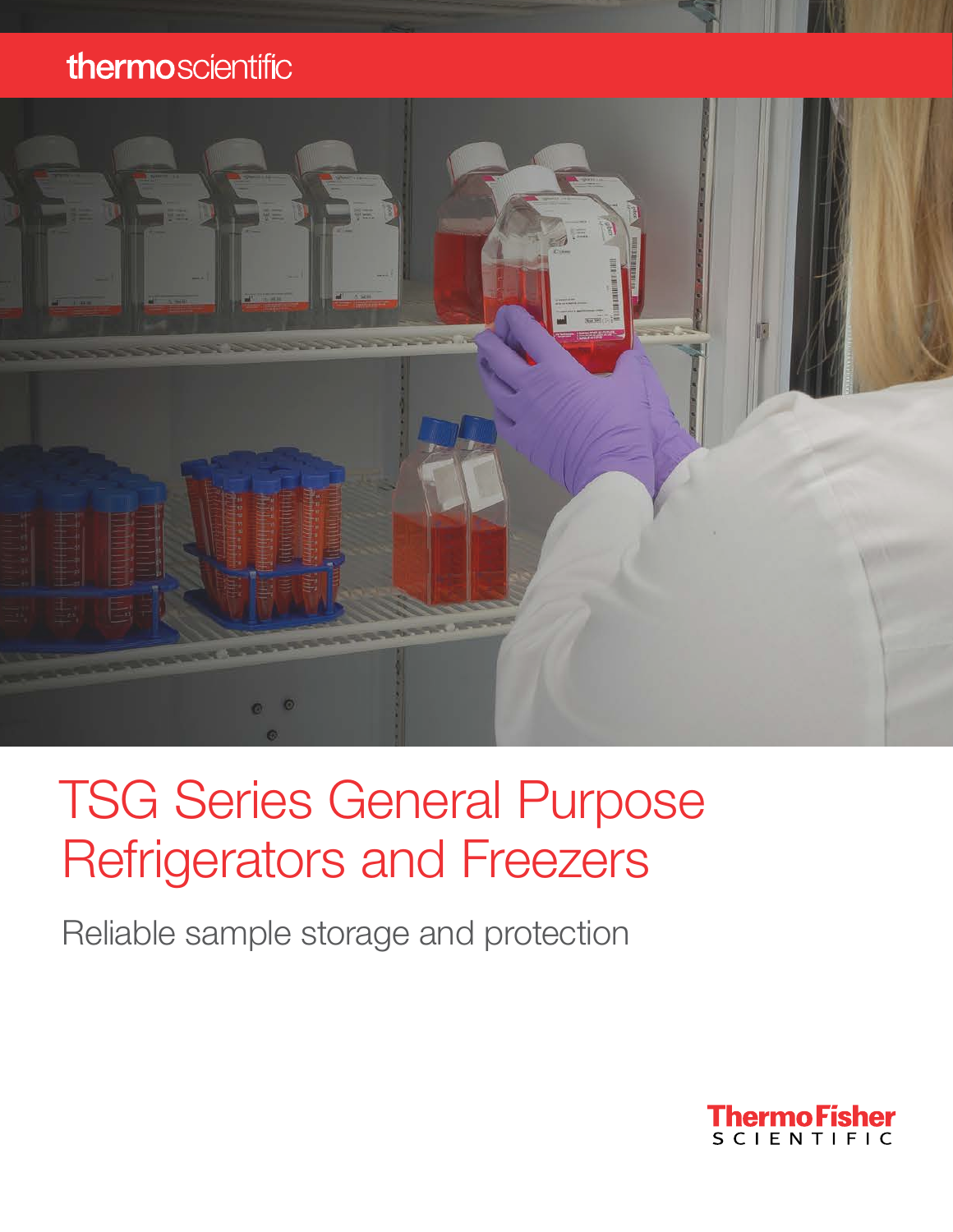thermoscientific

# TSG Series General Purpose Refrigerators and Freezers

Reliable sample storage and protection

ThermoFisher SCIENTIFIC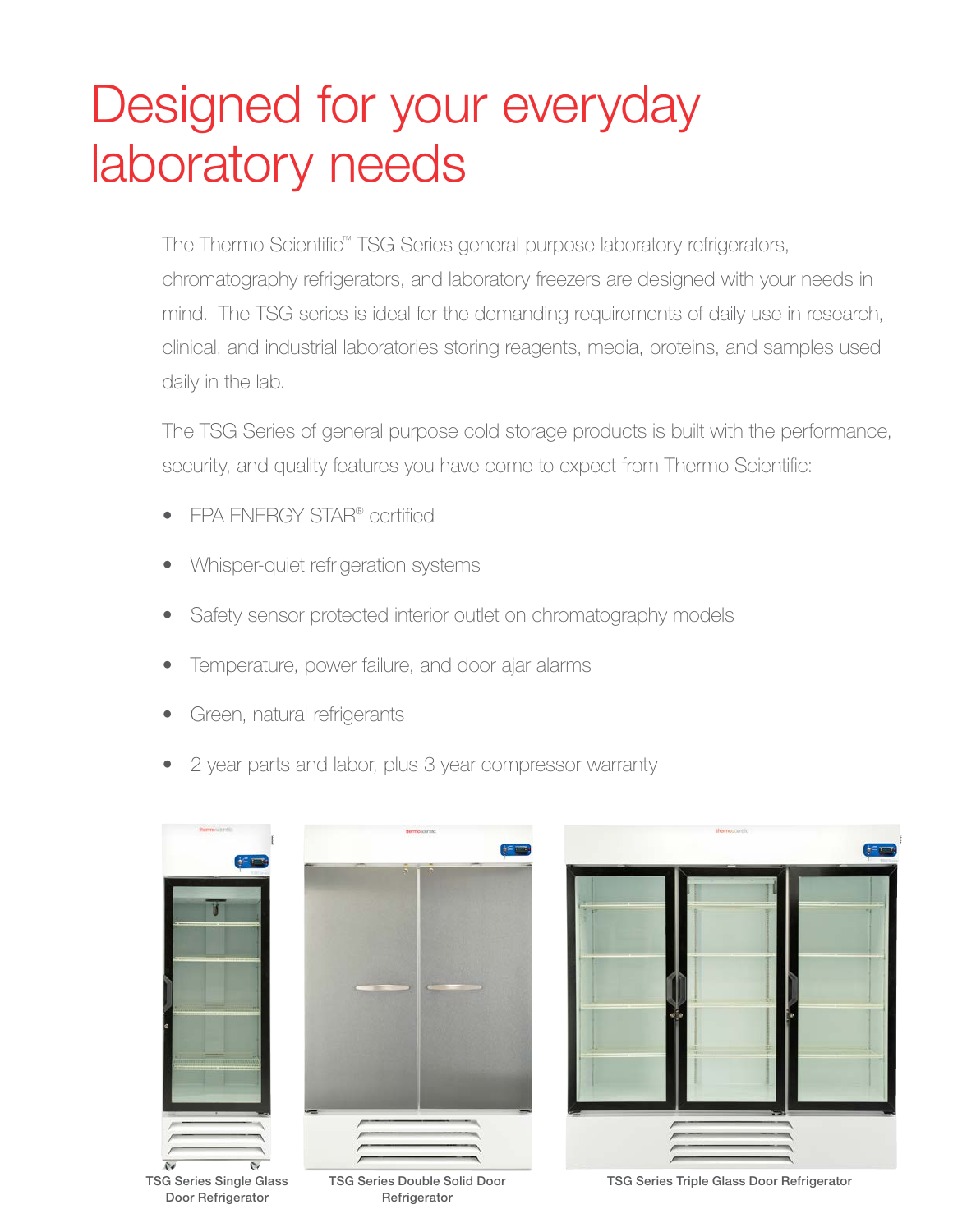# Designed for your everyday laboratory needs

The Thermo Scientific™ TSG Series general purpose laboratory refrigerators, chromatography refrigerators, and laboratory freezers are designed with your needs in mind. The TSG series is ideal for the demanding requirements of daily use in research, clinical, and industrial laboratories storing reagents, media, proteins, and samples used daily in the lab.

The TSG Series of general purpose cold storage products is built with the performance, security, and quality features you have come to expect from Thermo Scientific:

- EPA ENERGY STAR® certified
- Whisper-quiet refrigeration systems
- Safety sensor protected interior outlet on chromatography models
- Temperature, power failure, and door ajar alarms
- Green, natural refrigerants
- 2 year parts and labor, plus 3 year compressor warranty

TSG Series Single Glass Door Refrigerator

TSG Series Double Solid Door Refrigerator

TSG Series Triple Glass Door Refrigerator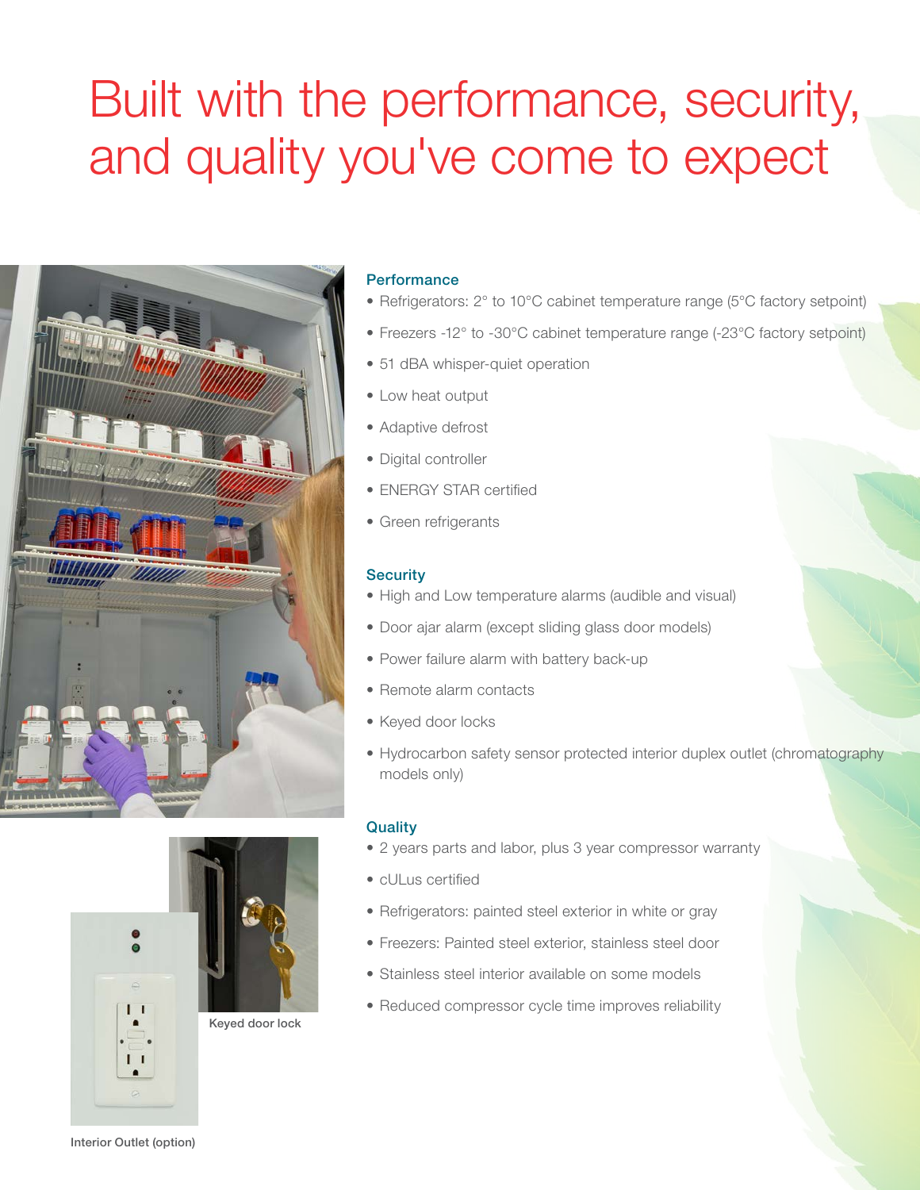# Built with the performance, security, and quality you've come to expect

## Performance

- Refrigerators: 2° to 10°C cabinet temperature range (5°C factory setpoint)
- Freezers -12° to -30°C cabinet temperature range (-23°C factory setpoint)
- 51 dBA whisper-quiet operation
- Low heat output
- Adaptive defrost
- Digital controller
- ENERGY STAR certified
- Green refrigerants

## Security

- High and Low temperature alarms (audible and visual)
- Door ajar alarm (except sliding glass door models)
- Power failure alarm with battery back-up
- Remote alarm contacts
- Keyed door locks
- Hydrocarbon safety sensor protected interior duplex outlet (chromatography models only)

## Quality

- 2 years parts and labor, plus 3 year compressor warranty
- cULus certified
- Refrigerators: painted steel exterior in white or gray
- Freezers: Painted steel exterior, stainless steel door
- Stainless steel interior available on some models
- Reduced compressor cycle time improves reliability

Keyed door lock

Interior Outlet (option)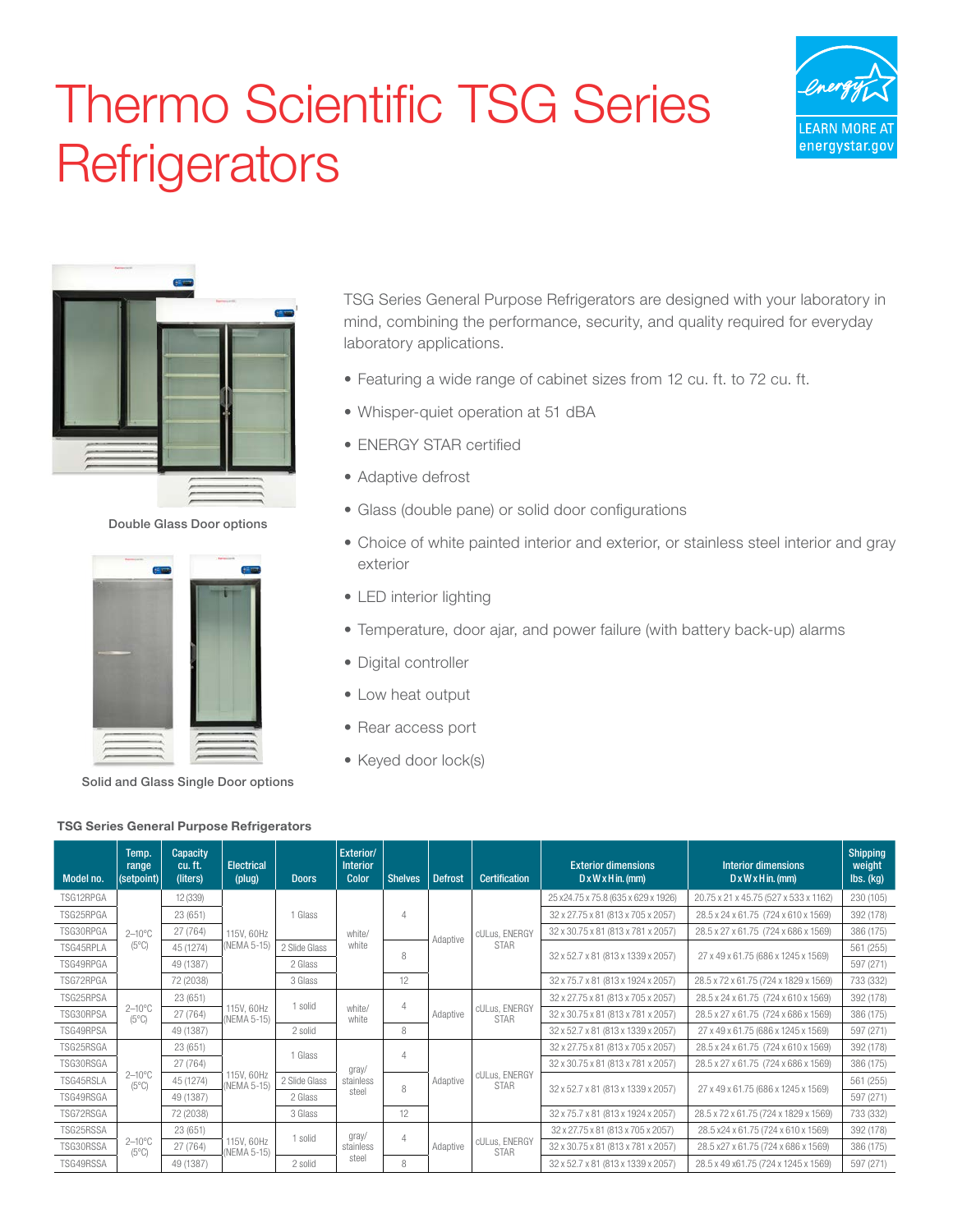# Thermo Scientific TSG Series Refrigerators

LEARN MORE AT energystar.gov

Double Glass Door options

Solid and Glass Single Door options

TSG Series General Purpose Refrigerators are designed with your laboratory in mind, combining the performance, security, and quality required for everyday laboratory applications.

- Featuring a wide range of cabinet sizes from 12 cu. ft. to 72 cu. ft.
- Whisper-quiet operation at 51 dBA
- ENERGY STAR certified
- Adaptive defrost
- Glass (double pane) or solid door configurations
- Choice of white painted interior and exterior, or stainless steel interior and gray exterior
- LED interior lighting
- Temperature, door ajar, and power failure (with battery back-up) alarms
- Digital controller
- Low heat output
- Rear access port
- Keyed door lock(s)

**TSG Series General Purpose Refrigerators**

| Model no. | Temp. range (setpoint) | Capacity cu. ft. (liters) | Electrical (plug) | Doors | Exterior/ Interior Color | Shelves | Defrost | Certification | Exterior dimensions D x W x H in. (mm) | Interior dimensions D x W x H in. (mm) | Shipping weight lbs. (kg) |
|---|---|---|---|---|---|---|---|---|---|---|---|
| TSG12RPGA | 2–10°C (5°C) | 12 (339) | 115V, 60Hz (NEMA 5-15) | 1 Glass | white/ white | 4 | Adaptive | cULus, ENERGY STAR | 25 x 24.75 x 75.8 (635 x 629 x 1926) | 20.75 x 21 x 45.75 (527 x 533 x 1162) | 230 (105) |
| TSG25RPGA | | 23 (651) | | | | | | | 32 x 27.75 x 81 (813 x 705 x 2057) | 28.5 x 24 x 61.75 (724 x 610 x 1569) | 392 (178) |
| TSG30RPGA | | 27 (764) | | | | | | | 32 x 30.75 x 81 (813 x 781 x 2057) | 28.5 x 27 x 61.75 (724 x 686 x 1569) | 386 (175) |
| TSG45RPLA | | 45 (1274) | | 2 Slide Glass | | 8 | | | 32 x 52.7 x 81 (813 x 1339 x 2057) | 27 x 49 x 61.75 (686 x 1245 x 1569) | 561 (255) |
| TSG49RPGA | | 49 (1387) | | 2 Glass | | | | | | | 597 (271) |
| TSG72RPGA | | 72 (2038) | | 3 Glass | | 12 | | | 32 x 75.7 x 81 (813 x 1924 x 2057) | 28.5 x 72 x 61.75 (724 x 1829 x 1569) | 733 (332) |
| TSG25RPSA | 2–10°C (5°C) | 23 (651) | 115V, 60Hz (NEMA 5-15) | 1 solid | white/ white | 4 | Adaptive | cULus, ENERGY STAR | 32 x 27.75 x 81 (813 x 705 x 2057) | 28.5 x 24 x 61.75 (724 x 610 x 1569) | 392 (178) |
| TSG30RPSA | | 27 (764) | | | | | | | 32 x 30.75 x 81 (813 x 781 x 2057) | 28.5 x 27 x 61.75 (724 x 686 x 1569) | 386 (175) |
| TSG49RPSA | | 49 (1387) | | 2 solid | | 8 | | | 32 x 52.7 x 81 (813 x 1339 x 2057) | 27 x 49 x 61.75 (686 x 1245 x 1569) | 597 (271) |
| TSG25RSGA | 2–10°C (5°C) | 23 (651) | 115V, 60Hz (NEMA 5-15) | 1 Glass | gray/ stainless steel | 4 | Adaptive | cULus, ENERGY STAR | 32 x 27.75 x 81 (813 x 705 x 2057) | 28.5 x 24 x 61.75 (724 x 610 x 1569) | 392 (178) |
| TSG30RSGA | | 27 (764) | | | | | | | 32 x 30.75 x 81 (813 x 781 x 2057) | 28.5 x 27 x 61.75 (724 x 686 x 1569) | 386 (175) |
| TSG45RSLA | | 45 (1274) | | 2 Slide Glass | | 8 | | | 32 x 52.7 x 81 (813 x 1339 x 2057) | 27 x 49 x 61.75 (686 x 1245 x 1569) | 561 (255) |
| TSG49RSGA | | 49 (1387) | | 2 Glass | | | | | | | 597 (271) |
| TSG72RSGA | | 72 (2038) | | 3 Glass | | 12 | | | 32 x 75.7 x 81 (813 x 1924 x 2057) | 28.5 x 72 x 61.75 (724 x 1829 x 1569) | 733 (332) |
| TSG25RSSA | 2–10°C (5°C) | 23 (651) | 115V, 60Hz (NEMA 5-15) | 1 solid | gray/ stainless steel | 4 | Adaptive | cULus, ENERGY STAR | 32 x 27.75 x 81 (813 x 705 x 2057) | 28.5 x24 x 61.75 (724 x 610 x 1569) | 392 (178) |
| TSG30RSSA | | 27 (764) | | | | | | | 32 x 30.75 x 81 (813 x 781 x 2057) | 28.5 x27 x 61.75 (724 x 686 x 1569) | 386 (175) |
| TSG49RSSA | | 49 (1387) | | 2 solid | | 8 | | | 32 x 52.7 x 81 (813 x 1339 x 2057) | 28.5 x 49 x61.75 (724 x 1245 x 1569) | 597 (271) |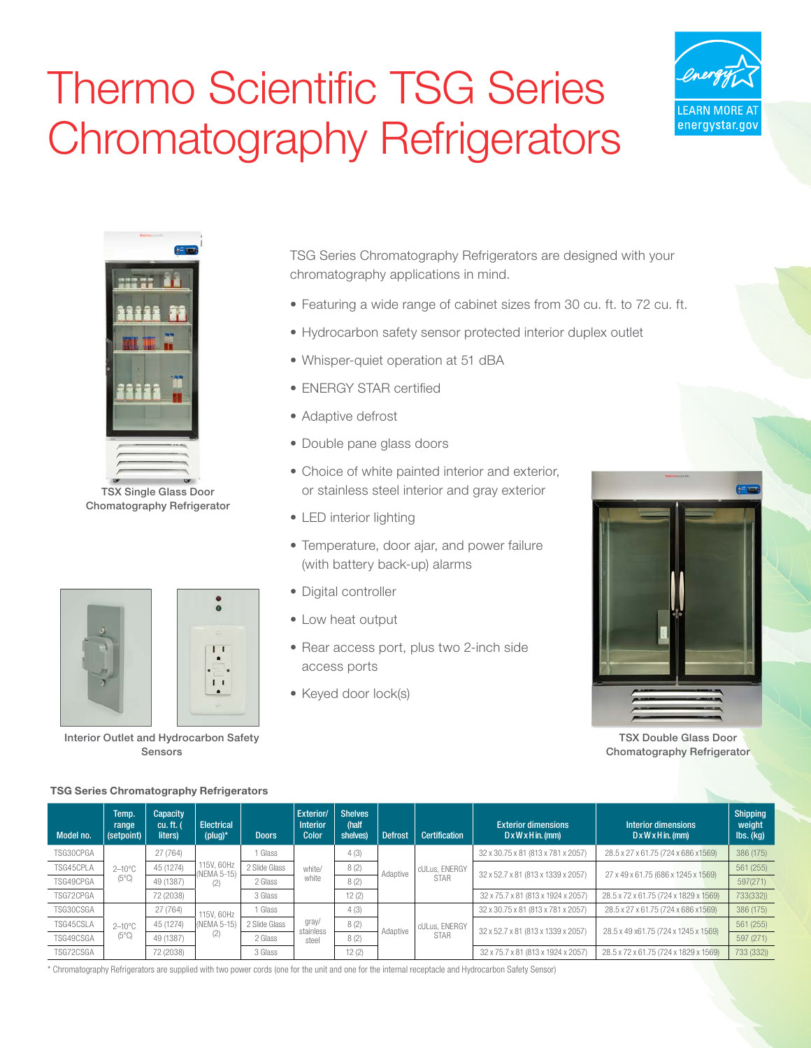# Thermo Scientific TSG Series Chromatography Refrigerators

LEARN MORE AT energystar.gov

TSX Single Glass Door Chomatography Refrigerator

Interior Outlet and Hydrocarbon Safety Sensors

TSG Series Chromatography Refrigerators are designed with your chromatography applications in mind.

- Featuring a wide range of cabinet sizes from 30 cu. ft. to 72 cu. ft.
- Hydrocarbon safety sensor protected interior duplex outlet
- Whisper-quiet operation at 51 dBA
- ENERGY STAR certified
- Adaptive defrost
- Double pane glass doors
- Choice of white painted interior and exterior, or stainless steel interior and gray exterior
- LED interior lighting
- Temperature, door ajar, and power failure (with battery back-up) alarms
- Digital controller
- Low heat output
- Rear access port, plus two 2-inch side access ports
- Keyed door lock(s)

TSX Double Glass Door Chomatography Refrigerator

**TSG Series Chromatography Refrigerators**

| Model no. | Temp. range (setpoint) | Capacity cu. ft. ( liters) | Electrical (plug)* | Doors | Exterior/ Interior Color | Shelves (half shelves) | Defrost | Certification | Exterior dimensions D x W x H in. (mm) | Interior dimensions D x W x H in. (mm) | Shipping weight lbs. (kg) |
|---|---|---|---|---|---|---|---|---|---|---|---|
| TSG30CPGA | 2–10°C (5°C) | 27 (764) | 115V, 60Hz (NEMA 5-15) (2) | 1 Glass | white/ white | 4 (3) | Adaptive | cULus, ENERGY STAR | 32 x 30.75 x 81 (813 x 781 x 2057) | 28.5 x 27 x 61.75 (724 x 686 x1569) | 386 (175) |
| TSG45CPLA | | 45 (1274) | | 2 Slide Glass | | 8 (2) | | | 32 x 52.7 x 81 (813 x 1339 x 2057) | 27 x 49 x 61.75 (686 x 1245 x 1569) | 561 (255) |
| TSG49CPGA | | 49 (1387) | | 2 Glass | | 8 (2) | | | | | 597(271) |
| TSG72CPGA | | 72 (2038) | | 3 Glass | | 12 (2) | | | 32 x 75.7 x 81 (813 x 1924 x 2057) | 28.5 x 72 x 61.75 (724 x 1829 x 1569) | 733(332)) |
| TSG30CSGA | 2–10°C (5°C) | 27 (764) | 115V, 60Hz (NEMA 5-15) (2) | 1 Glass | gray/ stainless steel | 4 (3) | Adaptive | cULus, ENERGY STAR | 32 x 30.75 x 81 (813 x 781 x 2057) | 28.5 x 27 x 61.75 (724 x 686 x1569) | 386 (175) |
| TSG45CSLA | | 45 (1274) | | 2 Slide Glass | | 8 (2) | | | 32 x 52.7 x 81 (813 x 1339 x 2057) | 28.5 x 49 x61.75 (724 x 1245 x 1569) | 561 (255) |
| TSG49CSGA | | 49 (1387) | | 2 Glass | | 8 (2) | | | | | 597 (271) |
| TSG72CSGA | | 72 (2038) | | 3 Glass | | 12 (2) | | | 32 x 75.7 x 81 (813 x 1924 x 2057) | 28.5 x 72 x 61.75 (724 x 1829 x 1569) | 733 (332)) |

* Chromatography Refrigerators are supplied with two power cords (one for the unit and one for the internal receptacle and Hydrocarbon Safety Sensor)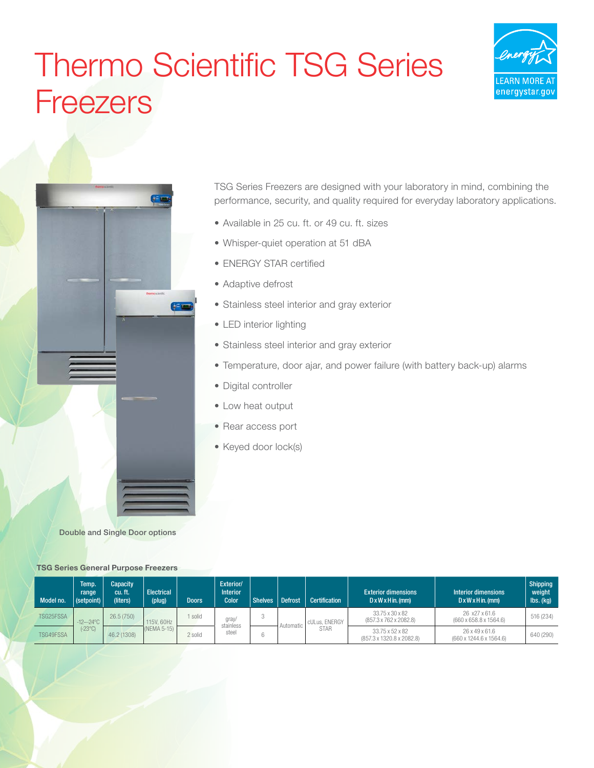# Thermo Scientific TSG Series Freezers

LEARN MORE AT energystar.gov

TSG Series Freezers are designed with your laboratory in mind, combining the performance, security, and quality required for everyday laboratory applications.

- Available in 25 cu. ft. or 49 cu. ft. sizes
- Whisper-quiet operation at 51 dBA
- ENERGY STAR certified
- Adaptive defrost
- Stainless steel interior and gray exterior
- LED interior lighting
- Stainless steel interior and gray exterior
- Temperature, door ajar, and power failure (with battery back-up) alarms
- Digital controller
- Low heat output
- Rear access port
- Keyed door lock(s)

Double and Single Door options

**TSG Series General Purpose Freezers**

| Model no. | Temp. range (setpoint) | Capacity cu. ft. (liters) | Electrical (plug) | Doors | Exterior/ Interior Color | Shelves | Defrost | Certification | Exterior dimensions D x W x H in. (mm) | Interior dimensions D x W x H in. (mm) | Shipping weight lbs. (kg) |
|---|---|---|---|---|---|---|---|---|---|---|---|
| TSG25FSSA | -12—24°C (-23°C) | 26.5 (750) | 115V, 60Hz (NEMA 5-15) | 1 solid | gray/ stainless steel | 3 | Automatic | cULus, ENERGY STAR | 33.75 x 30 x 82 (857.3 x 762 x 2082.8) | 26 x27 x 61.6 (660 x 658.8 x 1564.6) | 516 (234) |
| TSG49FSSA | | 46.2 (1308) | | 2 solid | | 6 | | | 33.75 x 52 x 82 (857.3 x 1320.8 x 2082.8) | 26 x 49 x 61.6 (660 x 1244.6 x 1564.6) | 640 (290) |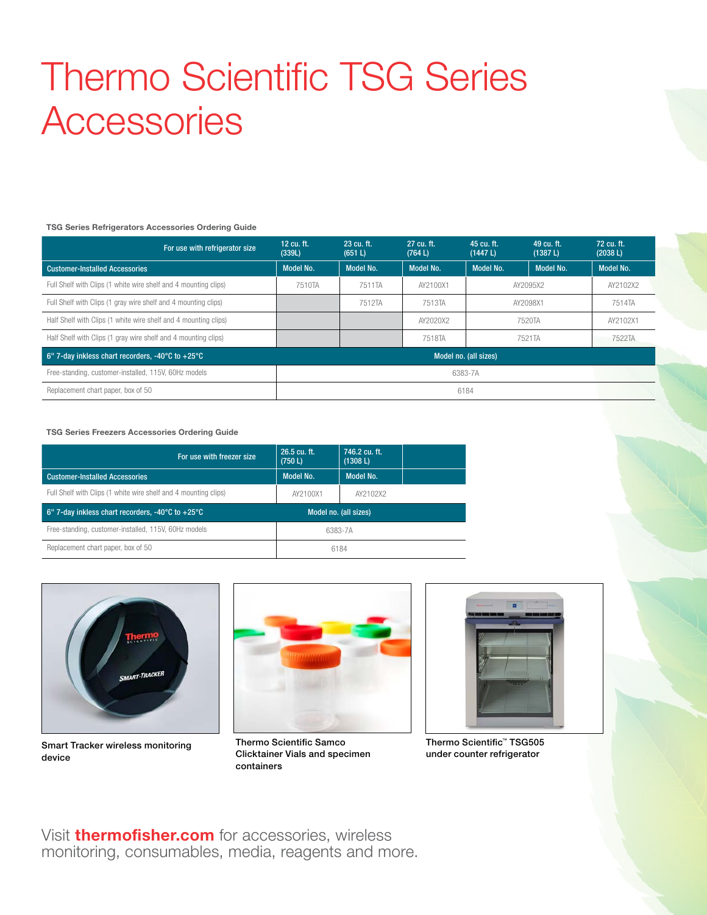# Thermo Scientific TSG Series Accessories

**TSG Series Refrigerators Accessories Ordering Guide**

| For use with refrigerator size | 12 cu. ft. (339L) | 23 cu. ft. (651 L) | 27 cu. ft. (764 L) | 45 cu. ft. (1447 L) | 49 cu. ft. (1387 L) | 72 cu. ft. (2038 L) |
|---|---|---|---|---|---|---|
| **Customer-Installed Accessories** | **Model No.** | **Model No.** | **Model No.** | **Model No.** | **Model No.** | **Model No.** |
| Full Shelf with Clips (1 white wire shelf and 4 mounting clips) | 7510TA | 7511TA | AY2100X1 | AY2095X2 | | AY2102X2 |
| Full Shelf with Clips (1 gray wire shelf and 4 mounting clips) | | 7512TA | 7513TA | AY2098X1 | | 7514TA |
| Half Shelf with Clips (1 white wire shelf and 4 mounting clips) | | | AY2020X2 | 7520TA | | AY2102X1 |
| Half Shelf with Clips (1 gray wire shelf and 4 mounting clips) | | | 7518TA | 7521TA | | 7522TA |
| **6" 7-day inkless chart recorders, -40°C to +25°C** | **Model no. (all sizes)** | | | | | |
| Free-standing, customer-installed, 115V, 60Hz models | 6383-7A | | | | | |
| Replacement chart paper, box of 50 | 6184 | | | | | |

**TSG Series Freezers Accessories Ordering Guide**

| For use with freezer size | 26.5 cu. ft. (750 L) | 746.2 cu. ft. (1308 L) |
|---|---|---|
| **Customer-Installed Accessories** | **Model No.** | **Model No.** |
| Full Shelf with Clips (1 white wire shelf and 4 mounting clips) | AY2100X1 | AY2102X2 |
| **6" 7-day inkless chart recorders, -40°C to +25°C** | **Model no. (all sizes)** | |
| Free-standing, customer-installed, 115V, 60Hz models | 6383-7A | |
| Replacement chart paper, box of 50 | 6184 | |

**Smart Tracker wireless monitoring device**

**Thermo Scientific Samco Clicktainer Vials and specimen containers**

**Thermo Scientific™ TSG505 under counter refrigerator**

Visit **thermofisher.com** for accessories, wireless monitoring, consumables, media, reagents and more.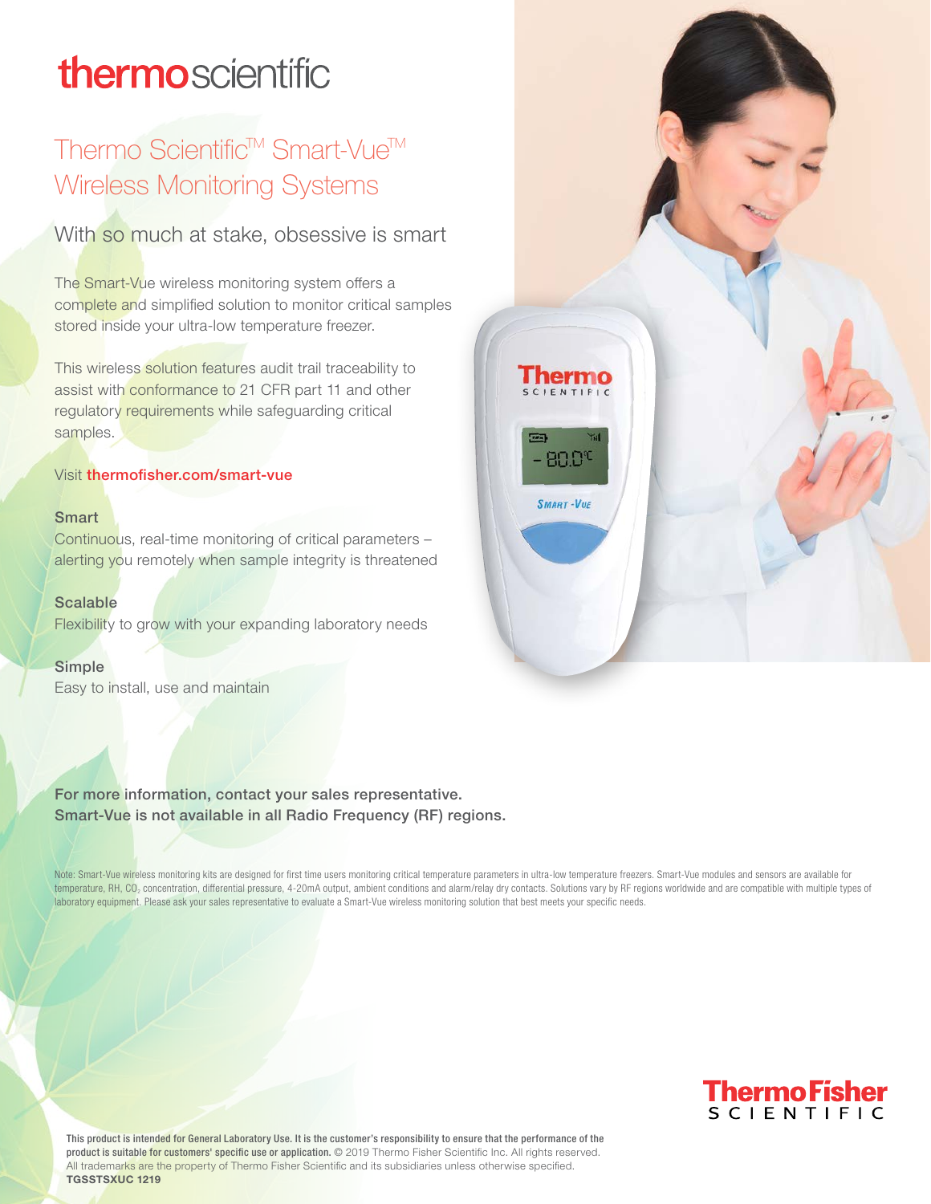thermoscientific

# Thermo Scientific™ Smart-Vue™ Wireless Monitoring Systems

## With so much at stake, obsessive is smart

The Smart-Vue wireless monitoring system offers a complete and simplified solution to monitor critical samples stored inside your ultra-low temperature freezer.

This wireless solution features audit trail traceability to assist with conformance to 21 CFR part 11 and other regulatory requirements while safeguarding critical samples.

Visit **thermofisher.com/smart-vue**

**Smart**
Continuous, real-time monitoring of critical parameters – alerting you remotely when sample integrity is threatened

**Scalable**
Flexibility to grow with your expanding laboratory needs

**Simple**
Easy to install, use and maintain

**For more information, contact your sales representative.**
**Smart-Vue is not available in all Radio Frequency (RF) regions.**

Note: Smart-Vue wireless monitoring kits are designed for first time users monitoring critical temperature parameters in ultra-low temperature freezers. Smart-Vue modules and sensors are available for temperature, RH, $CO_2$ concentration, differential pressure, 4-20mA output, ambient conditions and alarm/relay dry contacts. Solutions vary by RF regions worldwide and are compatible with multiple types of laboratory equipment. Please ask your sales representative to evaluate a Smart-Vue wireless monitoring solution that best meets your specific needs.

ThermoFisher SCIENTIFIC

**This product is intended for General Laboratory Use. It is the customer's responsibility to ensure that the performance of the product is suitable for customers' specific use or application.** © 2019 Thermo Fisher Scientific Inc. All rights reserved. All trademarks are the property of Thermo Fisher Scientific and its subsidiaries unless otherwise specified.
**TGSSTSXUC 1219**